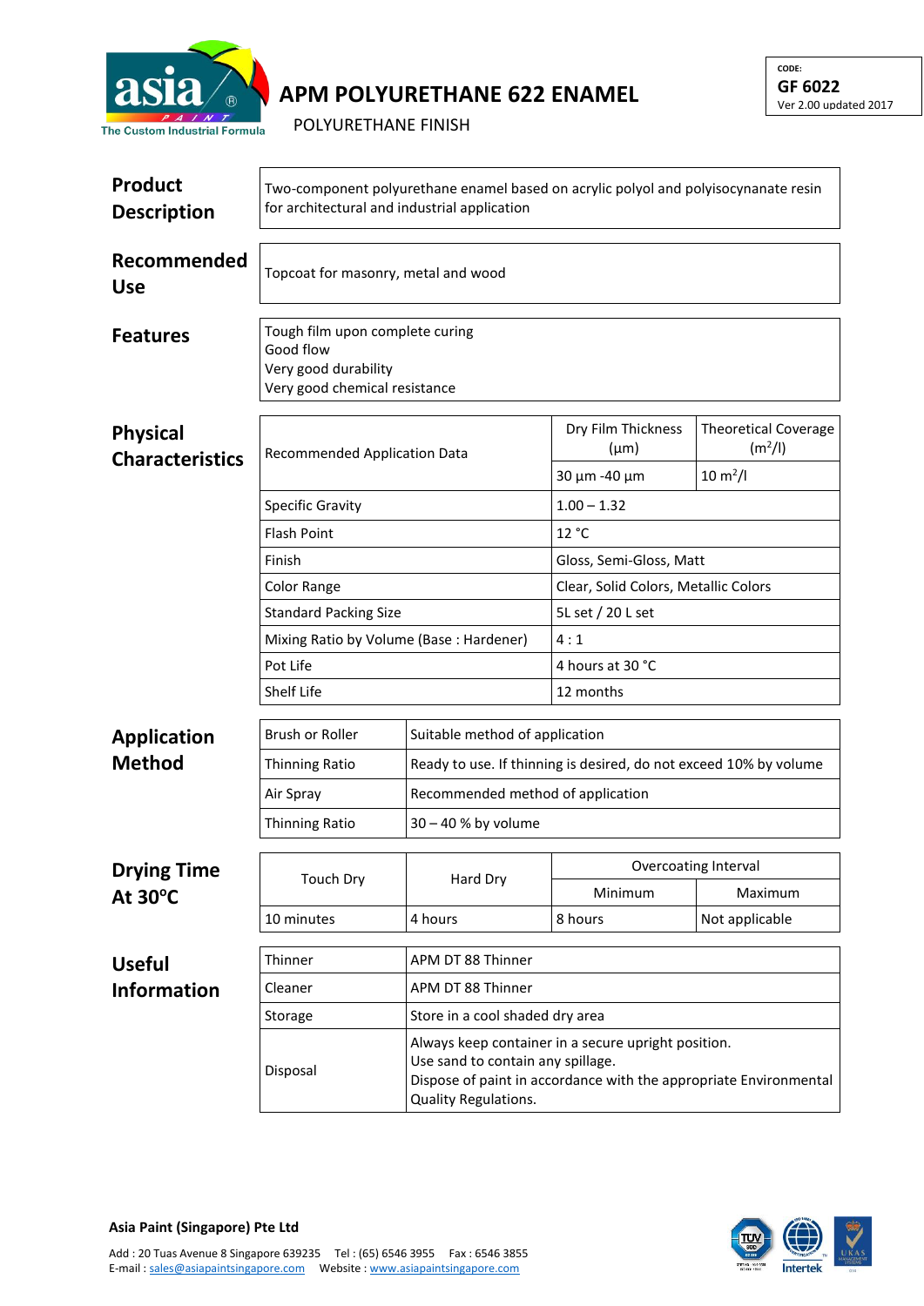# APM POLYURETHANE 622 ENAMEL

POLYURETHANE FINISH

CODE:
**GF 6022**
Ver 2.00 updated 2017

## Product Description

Two-component polyurethane enamel based on acrylic polyol and polyisocynanate resin for architectural and industrial application

## Recommended Use

Topcoat for masonry, metal and wood

## Features

Tough film upon complete curing
Good flow
Very good durability
Very good chemical resistance

## Physical Characteristics

| Recommended Application Data | Dry Film Thickness (µm) | Theoretical Coverage ($m^2/l$) |
|---|---|---|
| | 30 µm -40 µm | 10 $m^2/l$ |
| Specific Gravity | 1.00 – 1.32 | |
| Flash Point | 12 °C | |
| Finish | Gloss, Semi-Gloss, Matt | |
| Color Range | Clear, Solid Colors, Metallic Colors | |
| Standard Packing Size | 5L set / 20 L set | |
| Mixing Ratio by Volume (Base : Hardener) | 4 : 1 | |
| Pot Life | 4 hours at 30 °C | |
| Shelf Life | 12 months | |

## Application Method

| | |
|---|---|
| Brush or Roller | Suitable method of application |
| Thinning Ratio | Ready to use. If thinning is desired, do not exceed 10% by volume |
| Air Spray | Recommended method of application |
| Thinning Ratio | 30 – 40 % by volume |

## Drying Time At 30°C

| Touch Dry | Hard Dry | Overcoating Interval | |
|---|---|---|---|
| | | Minimum | Maximum |
| 10 minutes | 4 hours | 8 hours | Not applicable |

## Useful Information

| | |
|---|---|
| Thinner | APM DT 88 Thinner |
| Cleaner | APM DT 88 Thinner |
| Storage | Store in a cool shaded dry area |
| Disposal | Always keep container in a secure upright position.<br>Use sand to contain any spillage.<br>Dispose of paint in accordance with the appropriate Environmental Quality Regulations. |

**Asia Paint (Singapore) Pte Ltd**

Add : 20 Tuas Avenue 8 Singapore 639235 Tel : (65) 6546 3955 Fax : 6546 3855
E-mail : sales@asiapaintsingapore.com Website : www.asiapaintsingapore.com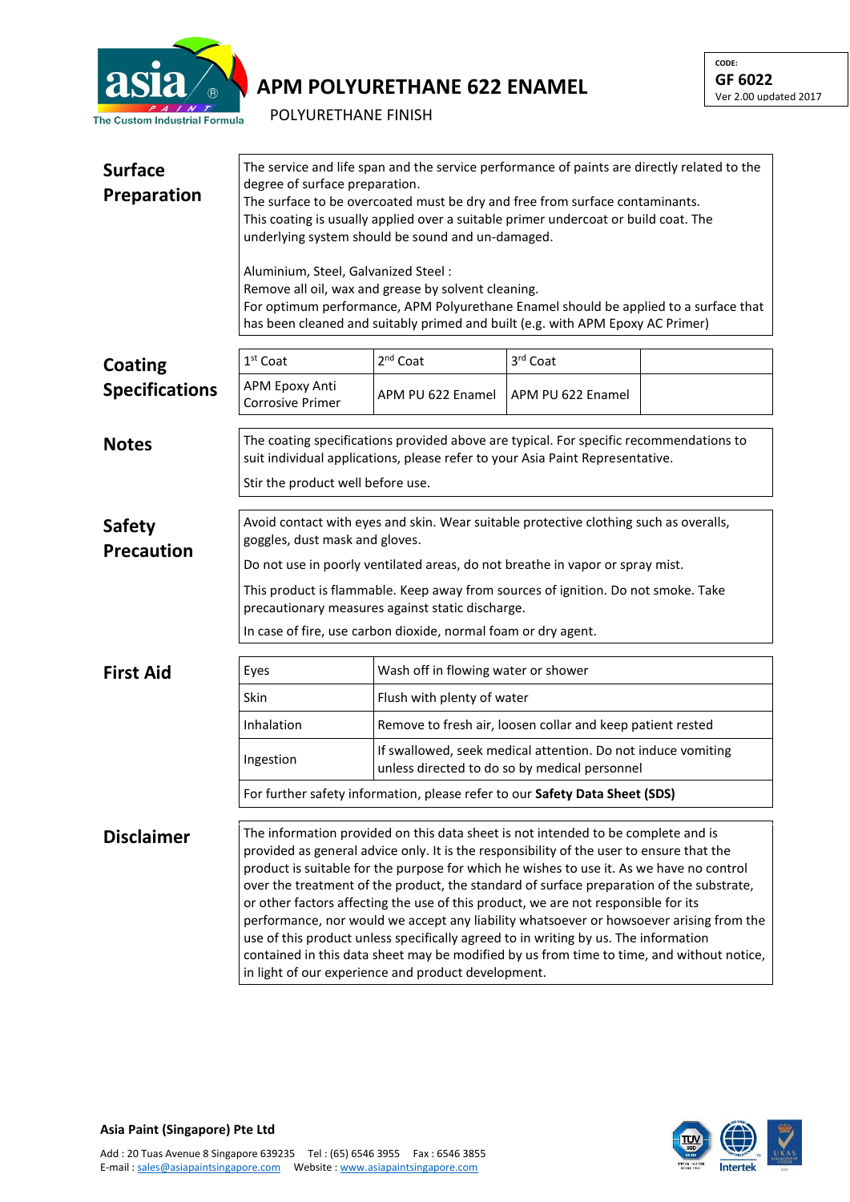# APM POLYURETHANE 622 ENAMEL

POLYURETHANE FINISH

CODE:
**GF 6022**
Ver 2.00 updated 2017

## Surface Preparation

The service and life span and the service performance of paints are directly related to the degree of surface preparation.
The surface to be overcoated must be dry and free from surface contaminants.
This coating is usually applied over a suitable primer undercoat or build coat. The underlying system should be sound and un-damaged.

Aluminium, Steel, Galvanized Steel :
Remove all oil, wax and grease by solvent cleaning.
For optimum performance, APM Polyurethane Enamel should be applied to a surface that has been cleaned and suitably primed and built (e.g. with APM Epoxy AC Primer)

## Coating Specifications

| 1st Coat | 2nd Coat | 3rd Coat | |
|---|---|---|---|
| APM Epoxy Anti Corrosive Primer | APM PU 622 Enamel | APM PU 622 Enamel | |

## Notes

The coating specifications provided above are typical. For specific recommendations to suit individual applications, please refer to your Asia Paint Representative.

Stir the product well before use.

## Safety Precaution

Avoid contact with eyes and skin. Wear suitable protective clothing such as overalls, goggles, dust mask and gloves.

Do not use in poorly ventilated areas, do not breathe in vapor or spray mist.

This product is flammable. Keep away from sources of ignition. Do not smoke. Take precautionary measures against static discharge.

In case of fire, use carbon dioxide, normal foam or dry agent.

## First Aid

| | |
|---|---|
| Eyes | Wash off in flowing water or shower |
| Skin | Flush with plenty of water |
| Inhalation | Remove to fresh air, loosen collar and keep patient rested |
| Ingestion | If swallowed, seek medical attention. Do not induce vomiting unless directed to do so by medical personnel |

For further safety information, please refer to our **Safety Data Sheet (SDS)**

## Disclaimer

The information provided on this data sheet is not intended to be complete and is provided as general advice only. It is the responsibility of the user to ensure that the product is suitable for the purpose for which he wishes to use it. As we have no control over the treatment of the product, the standard of surface preparation of the substrate, or other factors affecting the use of this product, we are not responsible for its performance, nor would we accept any liability whatsoever or howsoever arising from the use of this product unless specifically agreed to in writing by us. The information contained in this data sheet may be modified by us from time to time, and without notice, in light of our experience and product development.

**Asia Paint (Singapore) Pte Ltd**

Add : 20 Tuas Avenue 8 Singapore 639235 Tel : (65) 6546 3955 Fax : 6546 3855
E-mail : sales@asiapaintsingapore.com Website : www.asiapaintsingapore.com